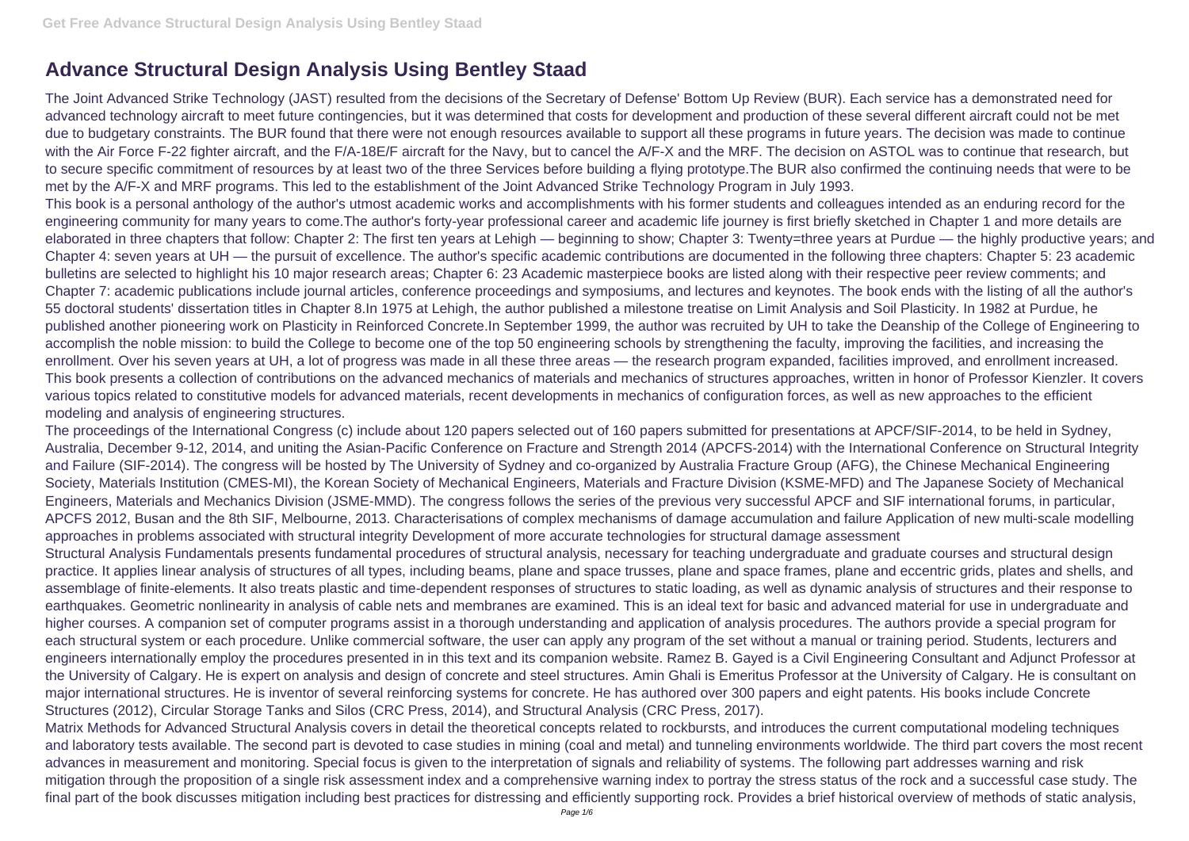# Advance Structural Design Analysis Using Bentley Staad

The Joint Advanced Strike Technology (JAST) resulted from the decisions of the Secretary of Defense' Bottom Up Review (BUR). Each service has a demonstrated need for advanced technology aircraft to meet future contingencies, but it was determined that costs for development and production of these several different aircraft could not be met due to budgetary constraints. The BUR found that there were not enough resources available to support all these programs in future years. The decision was made to continue with the Air Force F-22 fighter aircraft, and the F/A-18E/F aircraft for the Navy, but to cancel the A/F-X and the MRF. The decision on ASTOL was to continue that research, but to secure specific commitment of resources by at least two of the three Services before building a flying prototype.The BUR also confirmed the continuing needs that were to be met by the A/F-X and MRF programs. This led to the establishment of the Joint Advanced Strike Technology Program in July 1993.

This book is a personal anthology of the author's utmost academic works and accomplishments with his former students and colleagues intended as an enduring record for the engineering community for many years to come.The author's forty-year professional career and academic life journey is first briefly sketched in Chapter 1 and more details are elaborated in three chapters that follow: Chapter 2: The first ten years at Lehigh — beginning to show; Chapter 3: Twenty=three years at Purdue — the highly productive years; and Chapter 4: seven years at UH — the pursuit of excellence. The author's specific academic contributions are documented in the following three chapters: Chapter 5: 23 academic bulletins are selected to highlight his 10 major research areas; Chapter 6: 23 Academic masterpiece books are listed along with their respective peer review comments; and Chapter 7: academic publications include journal articles, conference proceedings and symposiums, and lectures and keynotes. The book ends with the listing of all the author's 55 doctoral students' dissertation titles in Chapter 8.In 1975 at Lehigh, the author published a milestone treatise on Limit Analysis and Soil Plasticity. In 1982 at Purdue, he published another pioneering work on Plasticity in Reinforced Concrete.In September 1999, the author was recruited by UH to take the Deanship of the College of Engineering to accomplish the noble mission: to build the College to become one of the top 50 engineering schools by strengthening the faculty, improving the facilities, and increasing the enrollment. Over his seven years at UH, a lot of progress was made in all these three areas — the research program expanded, facilities improved, and enrollment increased.

This book presents a collection of contributions on the advanced mechanics of materials and mechanics of structures approaches, written in honor of Professor Kienzler. It covers various topics related to constitutive models for advanced materials, recent developments in mechanics of configuration forces, as well as new approaches to the efficient modeling and analysis of engineering structures.

The proceedings of the International Congress (c) include about 120 papers selected out of 160 papers submitted for presentations at APCF/SIF-2014, to be held in Sydney, Australia, December 9-12, 2014, and uniting the Asian-Pacific Conference on Fracture and Strength 2014 (APCFS-2014) with the International Conference on Structural Integrity and Failure (SIF-2014). The congress will be hosted by The University of Sydney and co-organized by Australia Fracture Group (AFG), the Chinese Mechanical Engineering Society, Materials Institution (CMES-MI), the Korean Society of Mechanical Engineers, Materials and Fracture Division (KSME-MFD) and The Japanese Society of Mechanical Engineers, Materials and Mechanics Division (JSME-MMD). The congress follows the series of the previous very successful APCF and SIF international forums, in particular, APCFS 2012, Busan and the 8th SIF, Melbourne, 2013. Characterisations of complex mechanisms of damage accumulation and failure Application of new multi-scale modelling approaches in problems associated with structural integrity Development of more accurate technologies for structural damage assessment

Structural Analysis Fundamentals presents fundamental procedures of structural analysis, necessary for teaching undergraduate and graduate courses and structural design practice. It applies linear analysis of structures of all types, including beams, plane and space trusses, plane and space frames, plane and eccentric grids, plates and shells, and assemblage of finite-elements. It also treats plastic and time-dependent responses of structures to static loading, as well as dynamic analysis of structures and their response to earthquakes. Geometric nonlinearity in analysis of cable nets and membranes are examined. This is an ideal text for basic and advanced material for use in undergraduate and higher courses. A companion set of computer programs assist in a thorough understanding and application of analysis procedures. The authors provide a special program for each structural system or each procedure. Unlike commercial software, the user can apply any program of the set without a manual or training period. Students, lecturers and engineers internationally employ the procedures presented in in this text and its companion website. Ramez B. Gayed is a Civil Engineering Consultant and Adjunct Professor at the University of Calgary. He is expert on analysis and design of concrete and steel structures. Amin Ghali is Emeritus Professor at the University of Calgary. He is consultant on major international structures. He is inventor of several reinforcing systems for concrete. He has authored over 300 papers and eight patents. His books include Concrete Structures (2012), Circular Storage Tanks and Silos (CRC Press, 2014), and Structural Analysis (CRC Press, 2017).

Matrix Methods for Advanced Structural Analysis covers in detail the theoretical concepts related to rockbursts, and introduces the current computational modeling techniques and laboratory tests available. The second part is devoted to case studies in mining (coal and metal) and tunneling environments worldwide. The third part covers the most recent advances in measurement and monitoring. Special focus is given to the interpretation of signals and reliability of systems. The following part addresses warning and risk mitigation through the proposition of a single risk assessment index and a comprehensive warning index to portray the stress status of the rock and a successful case study. The final part of the book discusses mitigation including best practices for distressing and efficiently supporting rock. Provides a brief historical overview of methods of static analysis,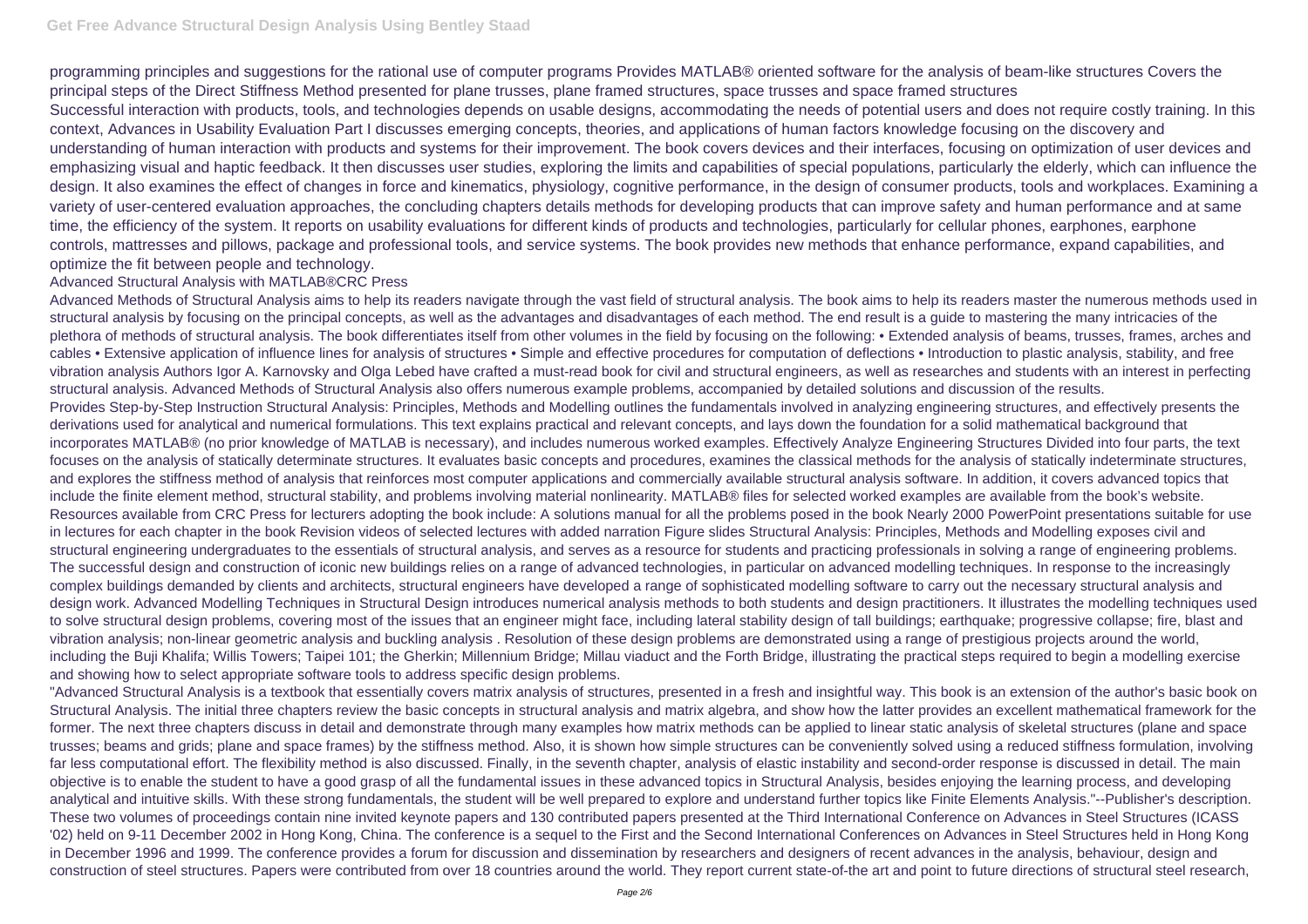programming principles and suggestions for the rational use of computer programs Provides MATLAB® oriented software for the analysis of beam-like structures Covers the principal steps of the Direct Stiffness Method presented for plane trusses, plane framed structures, space trusses and space framed structures

Successful interaction with products, tools, and technologies depends on usable designs, accommodating the needs of potential users and does not require costly training. In this context, Advances in Usability Evaluation Part I discusses emerging concepts, theories, and applications of human factors knowledge focusing on the discovery and understanding of human interaction with products and systems for their improvement. The book covers devices and their interfaces, focusing on optimization of user devices and emphasizing visual and haptic feedback. It then discusses user studies, exploring the limits and capabilities of special populations, particularly the elderly, which can influence the design. It also examines the effect of changes in force and kinematics, physiology, cognitive performance, in the design of consumer products, tools and workplaces. Examining a variety of user-centered evaluation approaches, the concluding chapters details methods for developing products that can improve safety and human performance and at same time, the efficiency of the system. It reports on usability evaluations for different kinds of products and technologies, particularly for cellular phones, earphones, earphone controls, mattresses and pillows, package and professional tools, and service systems. The book provides new methods that enhance performance, expand capabilities, and optimize the fit between people and technology.

Advanced Structural Analysis with MATLAB®CRC Press

Advanced Methods of Structural Analysis aims to help its readers navigate through the vast field of structural analysis. The book aims to help its readers master the numerous methods used in structural analysis by focusing on the principal concepts, as well as the advantages and disadvantages of each method. The end result is a guide to mastering the many intricacies of the plethora of methods of structural analysis. The book differentiates itself from other volumes in the field by focusing on the following: • Extended analysis of beams, trusses, frames, arches and cables • Extensive application of influence lines for analysis of structures • Simple and effective procedures for computation of deflections • Introduction to plastic analysis, stability, and free vibration analysis Authors Igor A. Karnovsky and Olga Lebed have crafted a must-read book for civil and structural engineers, as well as researches and students with an interest in perfecting structural analysis. Advanced Methods of Structural Analysis also offers numerous example problems, accompanied by detailed solutions and discussion of the results.

Provides Step-by-Step Instruction Structural Analysis: Principles, Methods and Modelling outlines the fundamentals involved in analyzing engineering structures, and effectively presents the derivations used for analytical and numerical formulations. This text explains practical and relevant concepts, and lays down the foundation for a solid mathematical background that incorporates MATLAB® (no prior knowledge of MATLAB is necessary), and includes numerous worked examples. Effectively Analyze Engineering Structures Divided into four parts, the text focuses on the analysis of statically determinate structures. It evaluates basic concepts and procedures, examines the classical methods for the analysis of statically indeterminate structures, and explores the stiffness method of analysis that reinforces most computer applications and commercially available structural analysis software. In addition, it covers advanced topics that include the finite element method, structural stability, and problems involving material nonlinearity. MATLAB® files for selected worked examples are available from the book's website. Resources available from CRC Press for lecturers adopting the book include: A solutions manual for all the problems posed in the book Nearly 2000 PowerPoint presentations suitable for use in lectures for each chapter in the book Revision videos of selected lectures with added narration Figure slides Structural Analysis: Principles, Methods and Modelling exposes civil and structural engineering undergraduates to the essentials of structural analysis, and serves as a resource for students and practicing professionals in solving a range of engineering problems.

The successful design and construction of iconic new buildings relies on a range of advanced technologies, in particular on advanced modelling techniques. In response to the increasingly complex buildings demanded by clients and architects, structural engineers have developed a range of sophisticated modelling software to carry out the necessary structural analysis and design work. Advanced Modelling Techniques in Structural Design introduces numerical analysis methods to both students and design practitioners. It illustrates the modelling techniques used to solve structural design problems, covering most of the issues that an engineer might face, including lateral stability design of tall buildings; earthquake; progressive collapse; fire, blast and vibration analysis; non-linear geometric analysis and buckling analysis . Resolution of these design problems are demonstrated using a range of prestigious projects around the world, including the Buji Khalifa; Willis Towers; Taipei 101; the Gherkin; Millennium Bridge; Millau viaduct and the Forth Bridge, illustrating the practical steps required to begin a modelling exercise and showing how to select appropriate software tools to address specific design problems.

"Advanced Structural Analysis is a textbook that essentially covers matrix analysis of structures, presented in a fresh and insightful way. This book is an extension of the author's basic book on Structural Analysis. The initial three chapters review the basic concepts in structural analysis and matrix algebra, and show how the latter provides an excellent mathematical framework for the former. The next three chapters discuss in detail and demonstrate through many examples how matrix methods can be applied to linear static analysis of skeletal structures (plane and space trusses; beams and grids; plane and space frames) by the stiffness method. Also, it is shown how simple structures can be conveniently solved using a reduced stiffness formulation, involving far less computational effort. The flexibility method is also discussed. Finally, in the seventh chapter, analysis of elastic instability and second-order response is discussed in detail. The main objective is to enable the student to have a good grasp of all the fundamental issues in these advanced topics in Structural Analysis, besides enjoying the learning process, and developing analytical and intuitive skills. With these strong fundamentals, the student will be well prepared to explore and understand further topics like Finite Elements Analysis."--Publisher's description.

These two volumes of proceedings contain nine invited keynote papers and 130 contributed papers presented at the Third International Conference on Advances in Steel Structures (ICASS '02) held on 9-11 December 2002 in Hong Kong, China. The conference is a sequel to the First and the Second International Conferences on Advances in Steel Structures held in Hong Kong in December 1996 and 1999. The conference provides a forum for discussion and dissemination by researchers and designers of recent advances in the analysis, behaviour, design and construction of steel structures. Papers were contributed from over 18 countries around the world. They report current state-of-the art and point to future directions of structural steel research,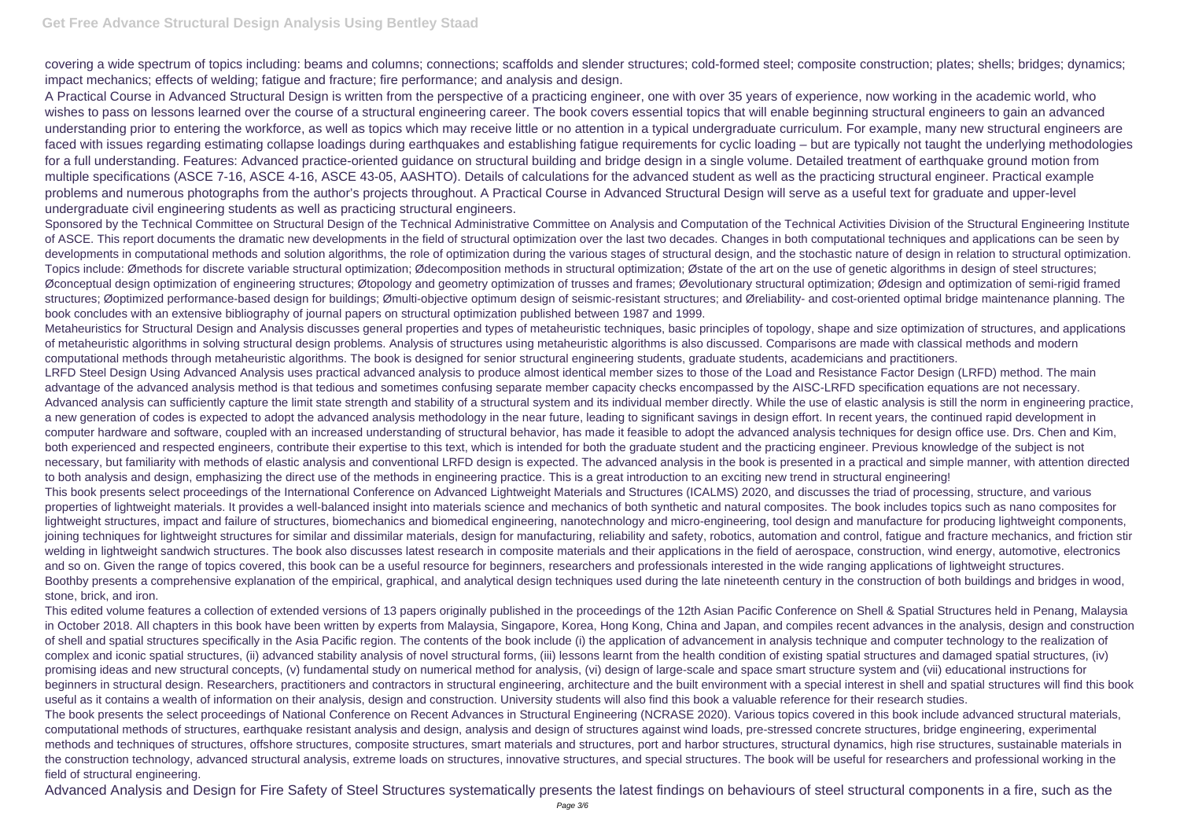covering a wide spectrum of topics including: beams and columns; connections; scaffolds and slender structures; cold-formed steel; composite construction; plates; shells; bridges; dynamics; impact mechanics; effects of welding; fatigue and fracture; fire performance; and analysis and design.

A Practical Course in Advanced Structural Design is written from the perspective of a practicing engineer, one with over 35 years of experience, now working in the academic world, who wishes to pass on lessons learned over the course of a structural engineering career. The book covers essential topics that will enable beginning structural engineers to gain an advanced understanding prior to entering the workforce, as well as topics which may receive little or no attention in a typical undergraduate curriculum. For example, many new structural engineers are faced with issues regarding estimating collapse loadings during earthquakes and establishing fatigue requirements for cyclic loading – but are typically not taught the underlying methodologies for a full understanding. Features: Advanced practice-oriented guidance on structural building and bridge design in a single volume. Detailed treatment of earthquake ground motion from multiple specifications (ASCE 7-16, ASCE 4-16, ASCE 43-05, AASHTO). Details of calculations for the advanced student as well as the practicing structural engineer. Practical example problems and numerous photographs from the author's projects throughout. A Practical Course in Advanced Structural Design will serve as a useful text for graduate and upper-level undergraduate civil engineering students as well as practicing structural engineers.

Sponsored by the Technical Committee on Structural Design of the Technical Administrative Committee on Analysis and Computation of the Technical Activities Division of the Structural Engineering Institute of ASCE. This report documents the dramatic new developments in the field of structural optimization over the last two decades. Changes in both computational techniques and applications can be seen by developments in computational methods and solution algorithms, the role of optimization during the various stages of structural design, and the stochastic nature of design in relation to structural optimization. Topics include: Ømethods for discrete variable structural optimization; Ødecomposition methods in structural optimization; Østate of the art on the use of genetic algorithms in design of steel structures; Øconceptual design optimization of engineering structures; Øtopology and geometry optimization of trusses and frames; Øevolutionary structural optimization; Ødesign and optimization of semi-rigid framed structures; Øoptimized performance-based design for buildings; Ømulti-objective optimum design of seismic-resistant structures; and Øreliability- and cost-oriented optimal bridge maintenance planning. The book concludes with an extensive bibliography of journal papers on structural optimization published between 1987 and 1999.

Metaheuristics for Structural Design and Analysis discusses general properties and types of metaheuristic techniques, basic principles of topology, shape and size optimization of structures, and applications of metaheuristic algorithms in solving structural design problems. Analysis of structures using metaheuristic algorithms is also discussed. Comparisons are made with classical methods and modern computational methods through metaheuristic algorithms. The book is designed for senior structural engineering students, graduate students, academicians and practitioners.

LRFD Steel Design Using Advanced Analysis uses practical advanced analysis to produce almost identical member sizes to those of the Load and Resistance Factor Design (LRFD) method. The main advantage of the advanced analysis method is that tedious and sometimes confusing separate member capacity checks encompassed by the AISC-LRFD specification equations are not necessary. Advanced analysis can sufficiently capture the limit state strength and stability of a structural system and its individual member directly. While the use of elastic analysis is still the norm in engineering practice, a new generation of codes is expected to adopt the advanced analysis methodology in the near future, leading to significant savings in design effort. In recent years, the continued rapid development in computer hardware and software, coupled with an increased understanding of structural behavior, has made it feasible to adopt the advanced analysis techniques for design office use. Drs. Chen and Kim, both experienced and respected engineers, contribute their expertise to this text, which is intended for both the graduate student and the practicing engineer. Previous knowledge of the subject is not necessary, but familiarity with methods of elastic analysis and conventional LRFD design is expected. The advanced analysis in the book is presented in a practical and simple manner, with attention directed to both analysis and design, emphasizing the direct use of the methods in engineering practice. This is a great introduction to an exciting new trend in structural engineering!

This book presents select proceedings of the International Conference on Advanced Lightweight Materials and Structures (ICALMS) 2020, and discusses the triad of processing, structure, and various properties of lightweight materials. It provides a well-balanced insight into materials science and mechanics of both synthetic and natural composites. The book includes topics such as nano composites for lightweight structures, impact and failure of structures, biomechanics and biomedical engineering, nanotechnology and micro-engineering, tool design and manufacture for producing lightweight components, joining techniques for lightweight structures for similar and dissimilar materials, design for manufacturing, reliability and safety, robotics, automation and control, fatigue and fracture mechanics, and friction stir welding in lightweight sandwich structures. The book also discusses latest research in composite materials and their applications in the field of aerospace, construction, wind energy, automotive, electronics and so on. Given the range of topics covered, this book can be a useful resource for beginners, researchers and professionals interested in the wide ranging applications of lightweight structures.

Boothby presents a comprehensive explanation of the empirical, graphical, and analytical design techniques used during the late nineteenth century in the construction of both buildings and bridges in wood, stone, brick, and iron.

This edited volume features a collection of extended versions of 13 papers originally published in the proceedings of the 12th Asian Pacific Conference on Shell & Spatial Structures held in Penang, Malaysia in October 2018. All chapters in this book have been written by experts from Malaysia, Singapore, Korea, Hong Kong, China and Japan, and compiles recent advances in the analysis, design and construction of shell and spatial structures specifically in the Asia Pacific region. The contents of the book include (i) the application of advancement in analysis technique and computer technology to the realization of complex and iconic spatial structures, (ii) advanced stability analysis of novel structural forms, (iii) lessons learnt from the health condition of existing spatial structures and damaged spatial structures, (iv) promising ideas and new structural concepts, (v) fundamental study on numerical method for analysis, (vi) design of large-scale and space smart structure system and (vii) educational instructions for beginners in structural design. Researchers, practitioners and contractors in structural engineering, architecture and the built environment with a special interest in shell and spatial structures will find this book useful as it contains a wealth of information on their analysis, design and construction. University students will also find this book a valuable reference for their research studies.

The book presents the select proceedings of National Conference on Recent Advances in Structural Engineering (NCRASE 2020). Various topics covered in this book include advanced structural materials, computational methods of structures, earthquake resistant analysis and design, analysis and design of structures against wind loads, pre-stressed concrete structures, bridge engineering, experimental methods and techniques of structures, offshore structures, composite structures, smart materials and structures, port and harbor structures, structural dynamics, high rise structures, sustainable materials in the construction technology, advanced structural analysis, extreme loads on structures, innovative structures, and special structures. The book will be useful for researchers and professional working in the field of structural engineering.

Advanced Analysis and Design for Fire Safety of Steel Structures systematically presents the latest findings on behaviours of steel structural components in a fire, such as the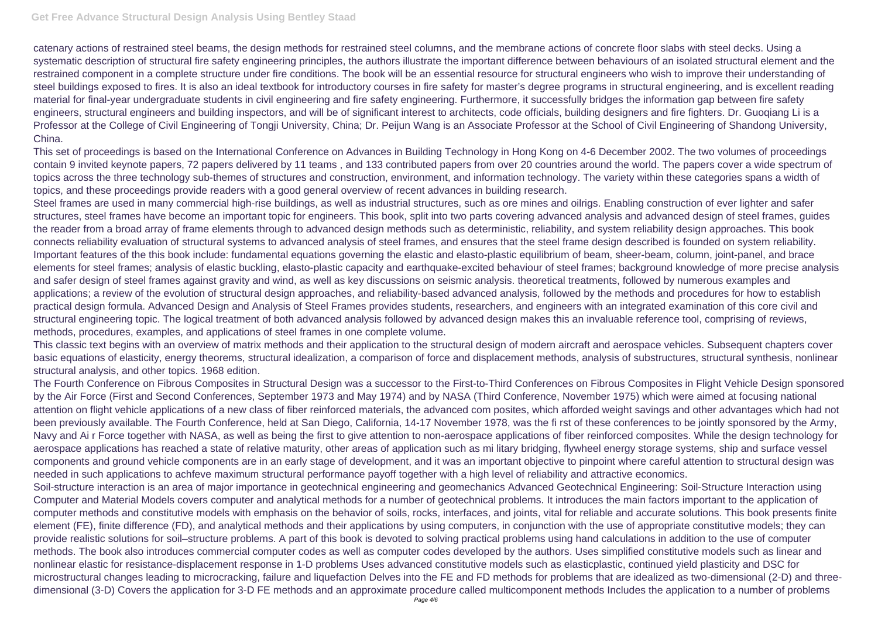catenary actions of restrained steel beams, the design methods for restrained steel columns, and the membrane actions of concrete floor slabs with steel decks. Using a systematic description of structural fire safety engineering principles, the authors illustrate the important difference between behaviours of an isolated structural element and the restrained component in a complete structure under fire conditions. The book will be an essential resource for structural engineers who wish to improve their understanding of steel buildings exposed to fires. It is also an ideal textbook for introductory courses in fire safety for master's degree programs in structural engineering, and is excellent reading material for final-year undergraduate students in civil engineering and fire safety engineering. Furthermore, it successfully bridges the information gap between fire safety engineers, structural engineers and building inspectors, and will be of significant interest to architects, code officials, building designers and fire fighters. Dr. Guoqiang Li is a Professor at the College of Civil Engineering of Tongji University, China; Dr. Peijun Wang is an Associate Professor at the School of Civil Engineering of Shandong University, China.

This set of proceedings is based on the International Conference on Advances in Building Technology in Hong Kong on 4-6 December 2002. The two volumes of proceedings contain 9 invited keynote papers, 72 papers delivered by 11 teams , and 133 contributed papers from over 20 countries around the world. The papers cover a wide spectrum of topics across the three technology sub-themes of structures and construction, environment, and information technology. The variety within these categories spans a width of topics, and these proceedings provide readers with a good general overview of recent advances in building research.

Steel frames are used in many commercial high-rise buildings, as well as industrial structures, such as ore mines and oilrigs. Enabling construction of ever lighter and safer structures, steel frames have become an important topic for engineers. This book, split into two parts covering advanced analysis and advanced design of steel frames, guides the reader from a broad array of frame elements through to advanced design methods such as deterministic, reliability, and system reliability design approaches. This book connects reliability evaluation of structural systems to advanced analysis of steel frames, and ensures that the steel frame design described is founded on system reliability. Important features of the this book include: fundamental equations governing the elastic and elasto-plastic equilibrium of beam, sheer-beam, column, joint-panel, and brace elements for steel frames; analysis of elastic buckling, elasto-plastic capacity and earthquake-excited behaviour of steel frames; background knowledge of more precise analysis and safer design of steel frames against gravity and wind, as well as key discussions on seismic analysis. theoretical treatments, followed by numerous examples and applications; a review of the evolution of structural design approaches, and reliability-based advanced analysis, followed by the methods and procedures for how to establish practical design formula. Advanced Design and Analysis of Steel Frames provides students, researchers, and engineers with an integrated examination of this core civil and structural engineering topic. The logical treatment of both advanced analysis followed by advanced design makes this an invaluable reference tool, comprising of reviews, methods, procedures, examples, and applications of steel frames in one complete volume.

This classic text begins with an overview of matrix methods and their application to the structural design of modern aircraft and aerospace vehicles. Subsequent chapters cover basic equations of elasticity, energy theorems, structural idealization, a comparison of force and displacement methods, analysis of substructures, structural synthesis, nonlinear structural analysis, and other topics. 1968 edition.

The Fourth Conference on Fibrous Composites in Structural Design was a successor to the First-to-Third Conferences on Fibrous Composites in Flight Vehicle Design sponsored by the Air Force (First and Second Conferences, September 1973 and May 1974) and by NASA (Third Conference, November 1975) which were aimed at focusing national attention on flight vehicle applications of a new class of fiber reinforced materials, the advanced com posites, which afforded weight savings and other advantages which had not been previously available. The Fourth Conference, held at San Diego, California, 14-17 November 1978, was the fi rst of these conferences to be jointly sponsored by the Army, Navy and Ai r Force together with NASA, as well as being the first to give attention to non-aerospace applications of fiber reinforced composites. While the design technology for aerospace applications has reached a state of relative maturity, other areas of application such as mi litary bridging, flywheel energy storage systems, ship and surface vessel components and ground vehicle components are in an early stage of development, and it was an important objective to pinpoint where careful attention to structural design was needed in such applications to achfeve maximum structural performance payoff together with a high level of reliability and attractive economics.

Soil-structure interaction is an area of major importance in geotechnical engineering and geomechanics Advanced Geotechnical Engineering: Soil-Structure Interaction using Computer and Material Models covers computer and analytical methods for a number of geotechnical problems. It introduces the main factors important to the application of computer methods and constitutive models with emphasis on the behavior of soils, rocks, interfaces, and joints, vital for reliable and accurate solutions. This book presents finite element (FE), finite difference (FD), and analytical methods and their applications by using computers, in conjunction with the use of appropriate constitutive models; they can provide realistic solutions for soil–structure problems. A part of this book is devoted to solving practical problems using hand calculations in addition to the use of computer methods. The book also introduces commercial computer codes as well as computer codes developed by the authors. Uses simplified constitutive models such as linear and nonlinear elastic for resistance-displacement response in 1-D problems Uses advanced constitutive models such as elasticplastic, continued yield plasticity and DSC for microstructural changes leading to microcracking, failure and liquefaction Delves into the FE and FD methods for problems that are idealized as two-dimensional (2-D) and three-dimensional (3-D) Covers the application for 3-D FE methods and an approximate procedure called multicomponent methods Includes the application to a number of problems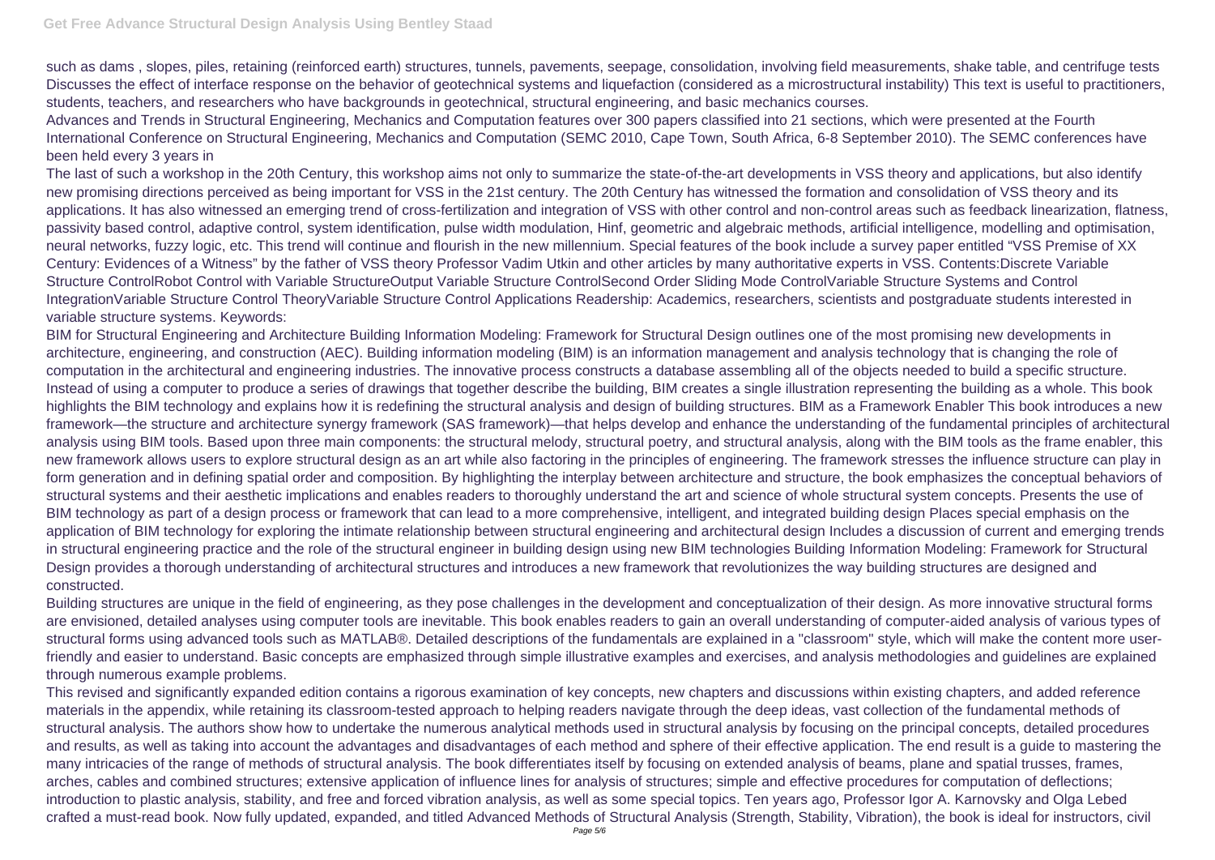such as dams , slopes, piles, retaining (reinforced earth) structures, tunnels, pavements, seepage, consolidation, involving field measurements, shake table, and centrifuge tests Discusses the effect of interface response on the behavior of geotechnical systems and liquefaction (considered as a microstructural instability) This text is useful to practitioners, students, teachers, and researchers who have backgrounds in geotechnical, structural engineering, and basic mechanics courses.

Advances and Trends in Structural Engineering, Mechanics and Computation features over 300 papers classified into 21 sections, which were presented at the Fourth International Conference on Structural Engineering, Mechanics and Computation (SEMC 2010, Cape Town, South Africa, 6-8 September 2010). The SEMC conferences have been held every 3 years in

The last of such a workshop in the 20th Century, this workshop aims not only to summarize the state-of-the-art developments in VSS theory and applications, but also identify new promising directions perceived as being important for VSS in the 21st century. The 20th Century has witnessed the formation and consolidation of VSS theory and its applications. It has also witnessed an emerging trend of cross-fertilization and integration of VSS with other control and non-control areas such as feedback linearization, flatness, passivity based control, adaptive control, system identification, pulse width modulation, Hinf, geometric and algebraic methods, artificial intelligence, modelling and optimisation, neural networks, fuzzy logic, etc. This trend will continue and flourish in the new millennium. Special features of the book include a survey paper entitled "VSS Premise of XX Century: Evidences of a Witness" by the father of VSS theory Professor Vadim Utkin and other articles by many authoritative experts in VSS. Contents:Discrete Variable Structure ControlRobot Control with Variable StructureOutput Variable Structure ControlSecond Order Sliding Mode ControlVariable Structure Systems and Control IntegrationVariable Structure Control TheoryVariable Structure Control Applications Readership: Academics, researchers, scientists and postgraduate students interested in variable structure systems. Keywords:

BIM for Structural Engineering and Architecture Building Information Modeling: Framework for Structural Design outlines one of the most promising new developments in architecture, engineering, and construction (AEC). Building information modeling (BIM) is an information management and analysis technology that is changing the role of computation in the architectural and engineering industries. The innovative process constructs a database assembling all of the objects needed to build a specific structure. Instead of using a computer to produce a series of drawings that together describe the building, BIM creates a single illustration representing the building as a whole. This book highlights the BIM technology and explains how it is redefining the structural analysis and design of building structures. BIM as a Framework Enabler This book introduces a new framework—the structure and architecture synergy framework (SAS framework)—that helps develop and enhance the understanding of the fundamental principles of architectural analysis using BIM tools. Based upon three main components: the structural melody, structural poetry, and structural analysis, along with the BIM tools as the frame enabler, this new framework allows users to explore structural design as an art while also factoring in the principles of engineering. The framework stresses the influence structure can play in form generation and in defining spatial order and composition. By highlighting the interplay between architecture and structure, the book emphasizes the conceptual behaviors of structural systems and their aesthetic implications and enables readers to thoroughly understand the art and science of whole structural system concepts. Presents the use of BIM technology as part of a design process or framework that can lead to a more comprehensive, intelligent, and integrated building design Places special emphasis on the application of BIM technology for exploring the intimate relationship between structural engineering and architectural design Includes a discussion of current and emerging trends in structural engineering practice and the role of the structural engineer in building design using new BIM technologies Building Information Modeling: Framework for Structural Design provides a thorough understanding of architectural structures and introduces a new framework that revolutionizes the way building structures are designed and constructed.

Building structures are unique in the field of engineering, as they pose challenges in the development and conceptualization of their design. As more innovative structural forms are envisioned, detailed analyses using computer tools are inevitable. This book enables readers to gain an overall understanding of computer-aided analysis of various types of structural forms using advanced tools such as MATLAB®. Detailed descriptions of the fundamentals are explained in a "classroom" style, which will make the content more user-friendly and easier to understand. Basic concepts are emphasized through simple illustrative examples and exercises, and analysis methodologies and guidelines are explained through numerous example problems.

This revised and significantly expanded edition contains a rigorous examination of key concepts, new chapters and discussions within existing chapters, and added reference materials in the appendix, while retaining its classroom-tested approach to helping readers navigate through the deep ideas, vast collection of the fundamental methods of structural analysis. The authors show how to undertake the numerous analytical methods used in structural analysis by focusing on the principal concepts, detailed procedures and results, as well as taking into account the advantages and disadvantages of each method and sphere of their effective application. The end result is a guide to mastering the many intricacies of the range of methods of structural analysis. The book differentiates itself by focusing on extended analysis of beams, plane and spatial trusses, frames, arches, cables and combined structures; extensive application of influence lines for analysis of structures; simple and effective procedures for computation of deflections; introduction to plastic analysis, stability, and free and forced vibration analysis, as well as some special topics. Ten years ago, Professor Igor A. Karnovsky and Olga Lebed crafted a must-read book. Now fully updated, expanded, and titled Advanced Methods of Structural Analysis (Strength, Stability, Vibration), the book is ideal for instructors, civil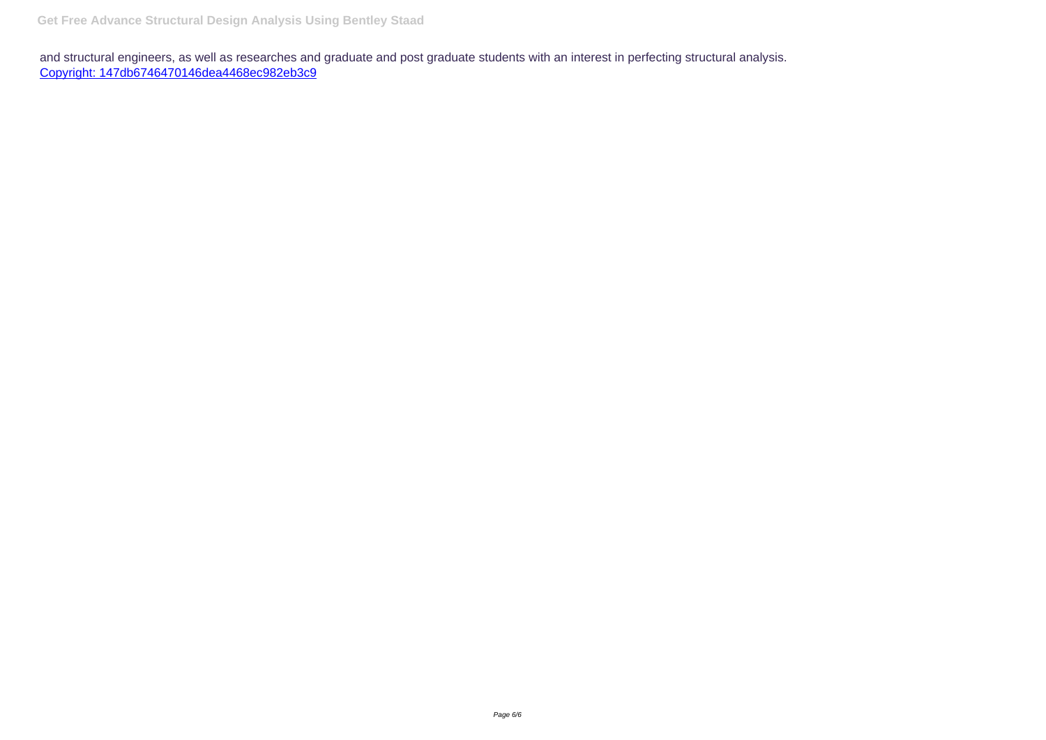and structural engineers, as well as researches and graduate and post graduate students with an interest in perfecting structural analysis.
[Copyright: 147db6746470146dea4468ec982eb3c9]